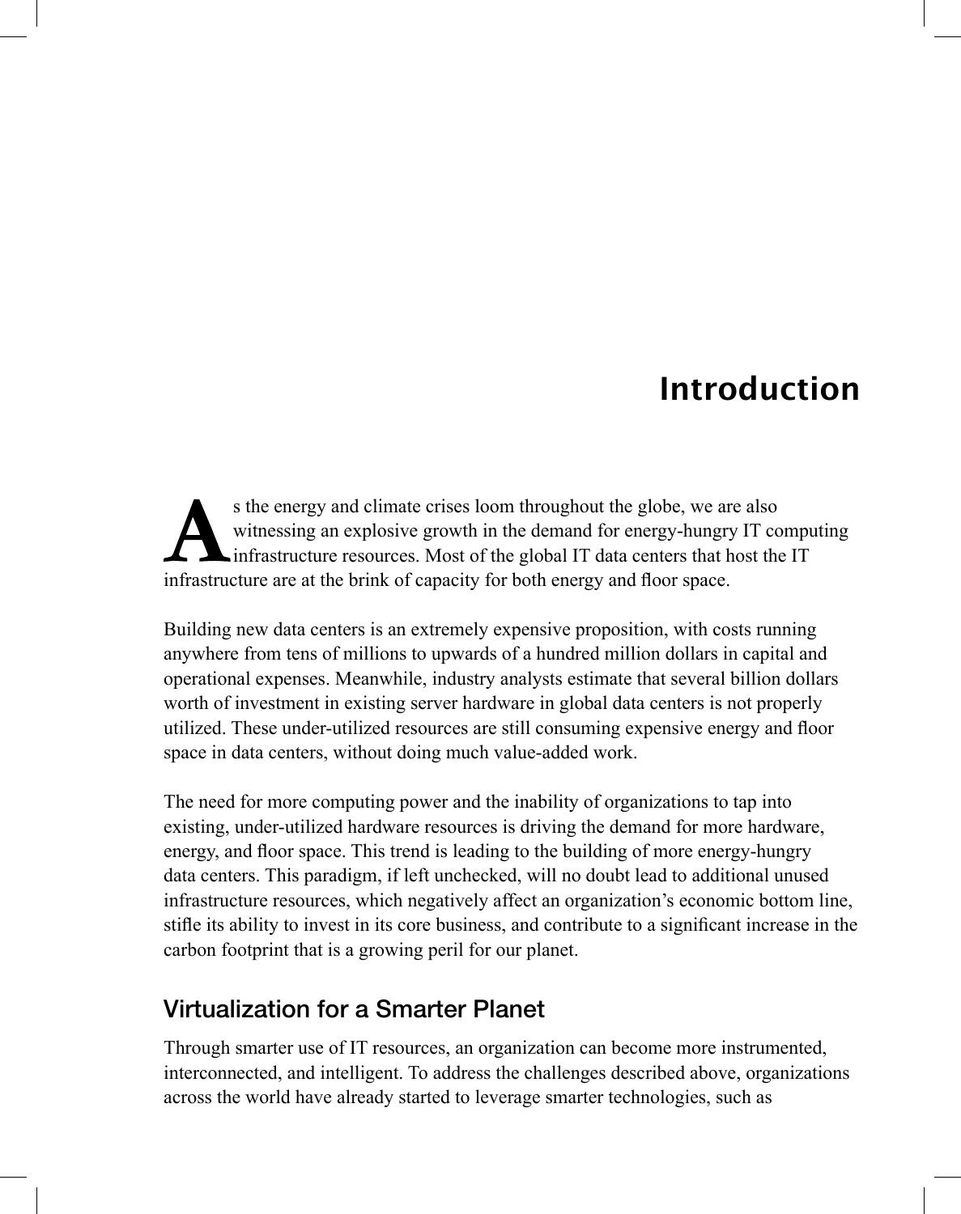# Introduction

As the energy and climate crises loom throughout the globe, we are also witnessing an explosive growth in the demand for energy-hungry IT computing infrastructure resources. Most of the global IT data centers that host the IT infrastructure are at the brink of capacity for both energy and floor space.

Building new data centers is an extremely expensive proposition, with costs running anywhere from tens of millions to upwards of a hundred million dollars in capital and operational expenses. Meanwhile, industry analysts estimate that several billion dollars worth of investment in existing server hardware in global data centers is not properly utilized. These under-utilized resources are still consuming expensive energy and floor space in data centers, without doing much value-added work.

The need for more computing power and the inability of organizations to tap into existing, under-utilized hardware resources is driving the demand for more hardware, energy, and floor space. This trend is leading to the building of more energy-hungry data centers. This paradigm, if left unchecked, will no doubt lead to additional unused infrastructure resources, which negatively affect an organization's economic bottom line, stifle its ability to invest in its core business, and contribute to a significant increase in the carbon footprint that is a growing peril for our planet.

## Virtualization for a Smarter Planet

Through smarter use of IT resources, an organization can become more instrumented, interconnected, and intelligent. To address the challenges described above, organizations across the world have already started to leverage smarter technologies, such as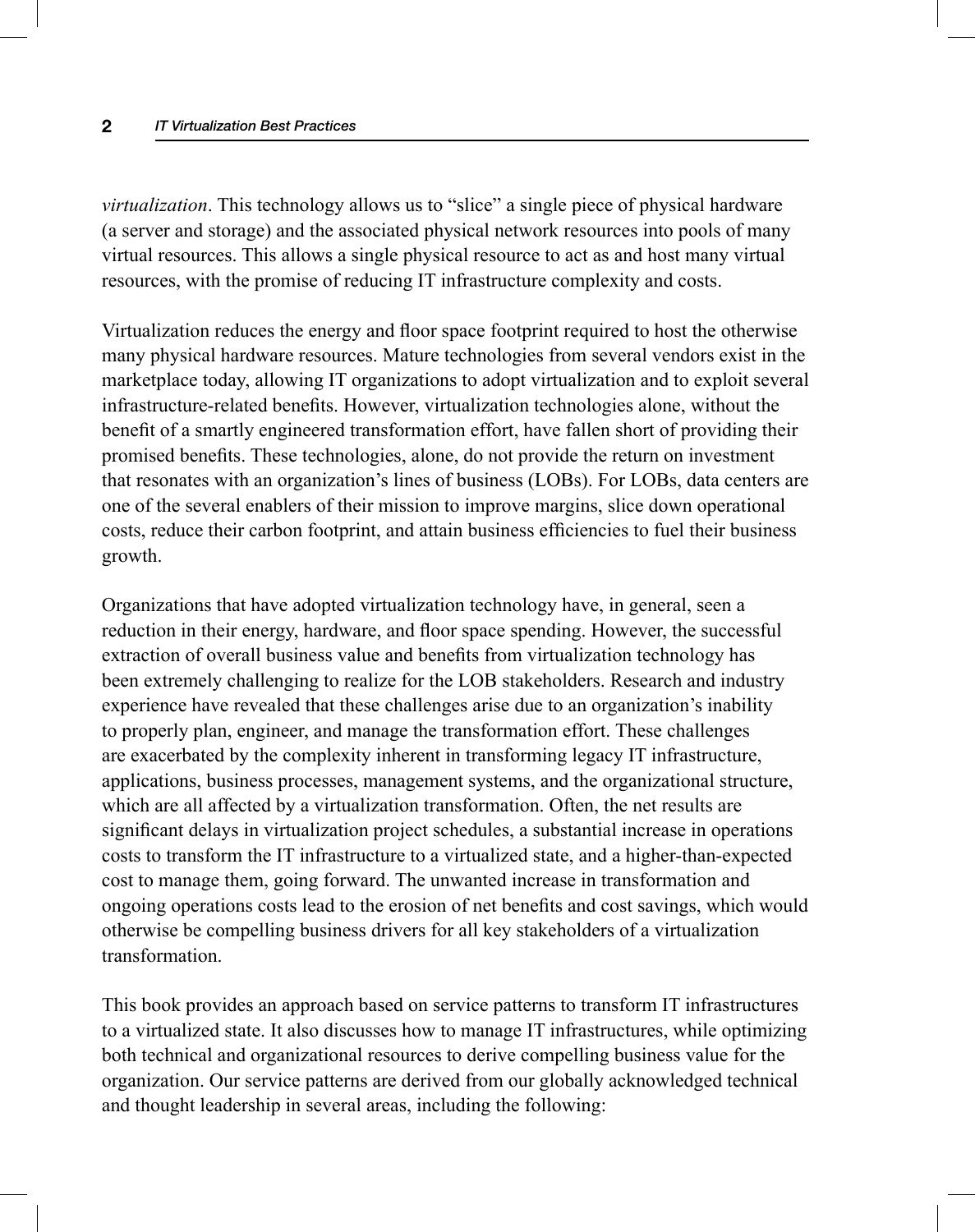*virtualization*. This technology allows us to "slice" a single piece of physical hardware (a server and storage) and the associated physical network resources into pools of many virtual resources. This allows a single physical resource to act as and host many virtual resources, with the promise of reducing IT infrastructure complexity and costs.

Virtualization reduces the energy and floor space footprint required to host the otherwise many physical hardware resources. Mature technologies from several vendors exist in the marketplace today, allowing IT organizations to adopt virtualization and to exploit several infrastructure-related benefits. However, virtualization technologies alone, without the benefit of a smartly engineered transformation effort, have fallen short of providing their promised benefits. These technologies, alone, do not provide the return on investment that resonates with an organization's lines of business (LOBs). For LOBs, data centers are one of the several enablers of their mission to improve margins, slice down operational costs, reduce their carbon footprint, and attain business efficiencies to fuel their business growth.

Organizations that have adopted virtualization technology have, in general, seen a reduction in their energy, hardware, and floor space spending. However, the successful extraction of overall business value and benefits from virtualization technology has been extremely challenging to realize for the LOB stakeholders. Research and industry experience have revealed that these challenges arise due to an organization's inability to properly plan, engineer, and manage the transformation effort. These challenges are exacerbated by the complexity inherent in transforming legacy IT infrastructure, applications, business processes, management systems, and the organizational structure, which are all affected by a virtualization transformation. Often, the net results are significant delays in virtualization project schedules, a substantial increase in operations costs to transform the IT infrastructure to a virtualized state, and a higher-than-expected cost to manage them, going forward. The unwanted increase in transformation and ongoing operations costs lead to the erosion of net benefits and cost savings, which would otherwise be compelling business drivers for all key stakeholders of a virtualization transformation.

This book provides an approach based on service patterns to transform IT infrastructures to a virtualized state. It also discusses how to manage IT infrastructures, while optimizing both technical and organizational resources to derive compelling business value for the organization. Our service patterns are derived from our globally acknowledged technical and thought leadership in several areas, including the following: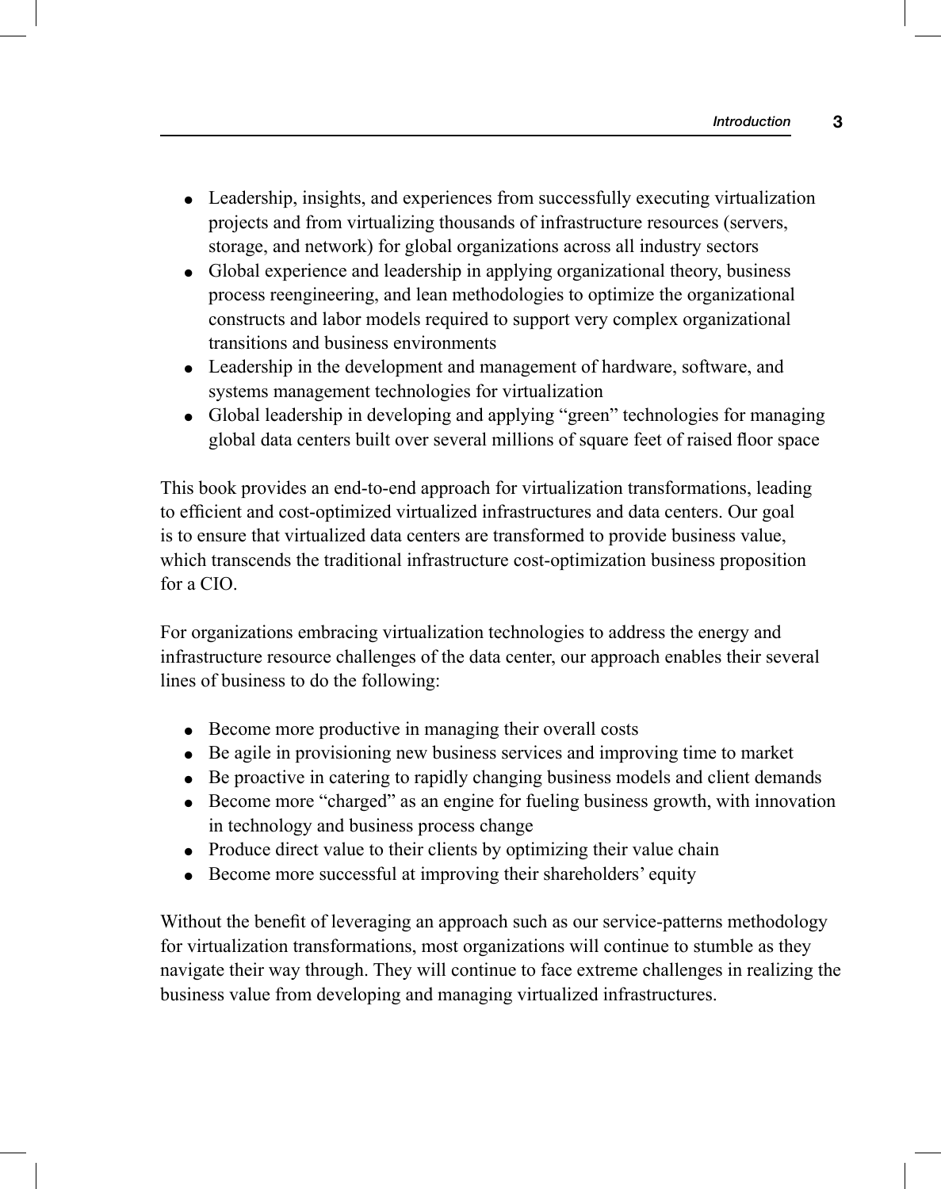- Leadership, insights, and experiences from successfully executing virtualization projects and from virtualizing thousands of infrastructure resources (servers, storage, and network) for global organizations across all industry sectors
- Global experience and leadership in applying organizational theory, business process reengineering, and lean methodologies to optimize the organizational constructs and labor models required to support very complex organizational transitions and business environments
- Leadership in the development and management of hardware, software, and systems management technologies for virtualization
- Global leadership in developing and applying "green" technologies for managing global data centers built over several millions of square feet of raised floor space

This book provides an end-to-end approach for virtualization transformations, leading to efficient and cost-optimized virtualized infrastructures and data centers. Our goal is to ensure that virtualized data centers are transformed to provide business value, which transcends the traditional infrastructure cost-optimization business proposition for a CIO.

For organizations embracing virtualization technologies to address the energy and infrastructure resource challenges of the data center, our approach enables their several lines of business to do the following:

- Become more productive in managing their overall costs
- Be agile in provisioning new business services and improving time to market
- Be proactive in catering to rapidly changing business models and client demands
- Become more "charged" as an engine for fueling business growth, with innovation in technology and business process change
- Produce direct value to their clients by optimizing their value chain
- Become more successful at improving their shareholders' equity

Without the benefit of leveraging an approach such as our service-patterns methodology for virtualization transformations, most organizations will continue to stumble as they navigate their way through. They will continue to face extreme challenges in realizing the business value from developing and managing virtualized infrastructures.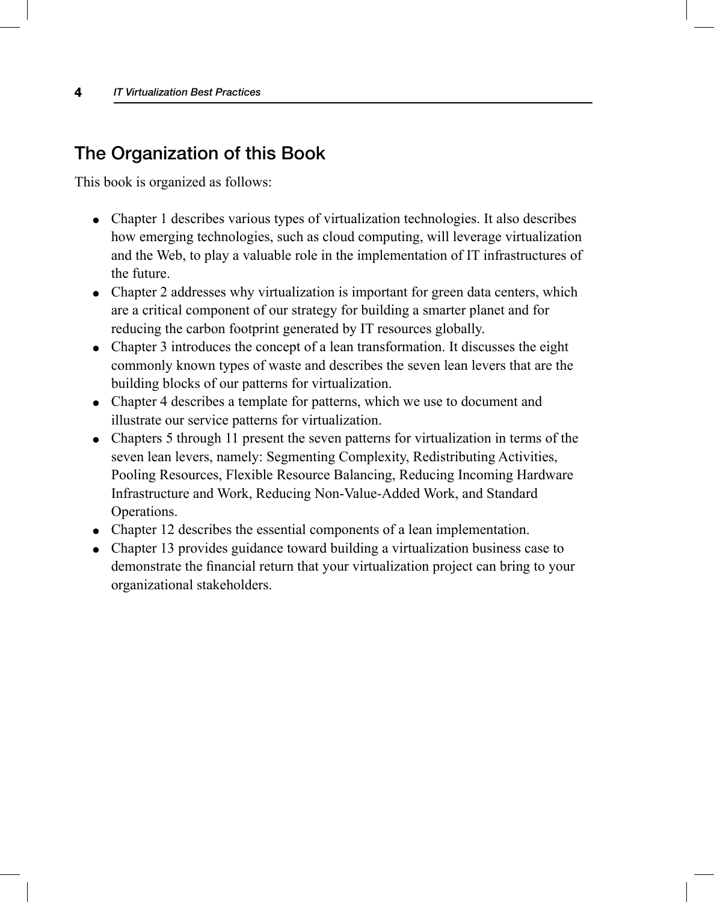## The Organization of this Book

This book is organized as follows:

- Chapter 1 describes various types of virtualization technologies. It also describes how emerging technologies, such as cloud computing, will leverage virtualization and the Web, to play a valuable role in the implementation of IT infrastructures of the future.
- Chapter 2 addresses why virtualization is important for green data centers, which are a critical component of our strategy for building a smarter planet and for reducing the carbon footprint generated by IT resources globally.
- Chapter 3 introduces the concept of a lean transformation. It discusses the eight commonly known types of waste and describes the seven lean levers that are the building blocks of our patterns for virtualization.
- Chapter 4 describes a template for patterns, which we use to document and illustrate our service patterns for virtualization.
- Chapters 5 through 11 present the seven patterns for virtualization in terms of the seven lean levers, namely: Segmenting Complexity, Redistributing Activities, Pooling Resources, Flexible Resource Balancing, Reducing Incoming Hardware Infrastructure and Work, Reducing Non-Value-Added Work, and Standard Operations.
- Chapter 12 describes the essential components of a lean implementation.
- Chapter 13 provides guidance toward building a virtualization business case to demonstrate the financial return that your virtualization project can bring to your organizational stakeholders.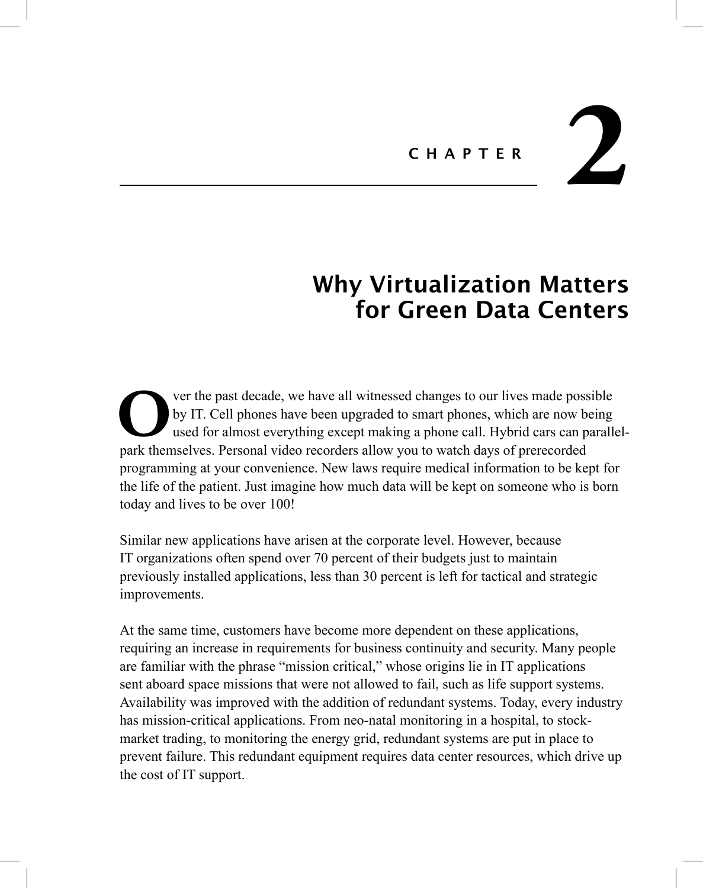# Chapter 2

# Why Virtualization Matters for Green Data Centers

Over the past decade, we have all witnessed changes to our lives made possible by IT. Cell phones have been upgraded to smart phones, which are now being used for almost everything except making a phone call. Hybrid cars can parallel-park themselves. Personal video recorders allow you to watch days of prerecorded programming at your convenience. New laws require medical information to be kept for the life of the patient. Just imagine how much data will be kept on someone who is born today and lives to be over 100!

Similar new applications have arisen at the corporate level. However, because IT organizations often spend over 70 percent of their budgets just to maintain previously installed applications, less than 30 percent is left for tactical and strategic improvements.

At the same time, customers have become more dependent on these applications, requiring an increase in requirements for business continuity and security. Many people are familiar with the phrase "mission critical," whose origins lie in IT applications sent aboard space missions that were not allowed to fail, such as life support systems. Availability was improved with the addition of redundant systems. Today, every industry has mission-critical applications. From neo-natal monitoring in a hospital, to stock-market trading, to monitoring the energy grid, redundant systems are put in place to prevent failure. This redundant equipment requires data center resources, which drive up the cost of IT support.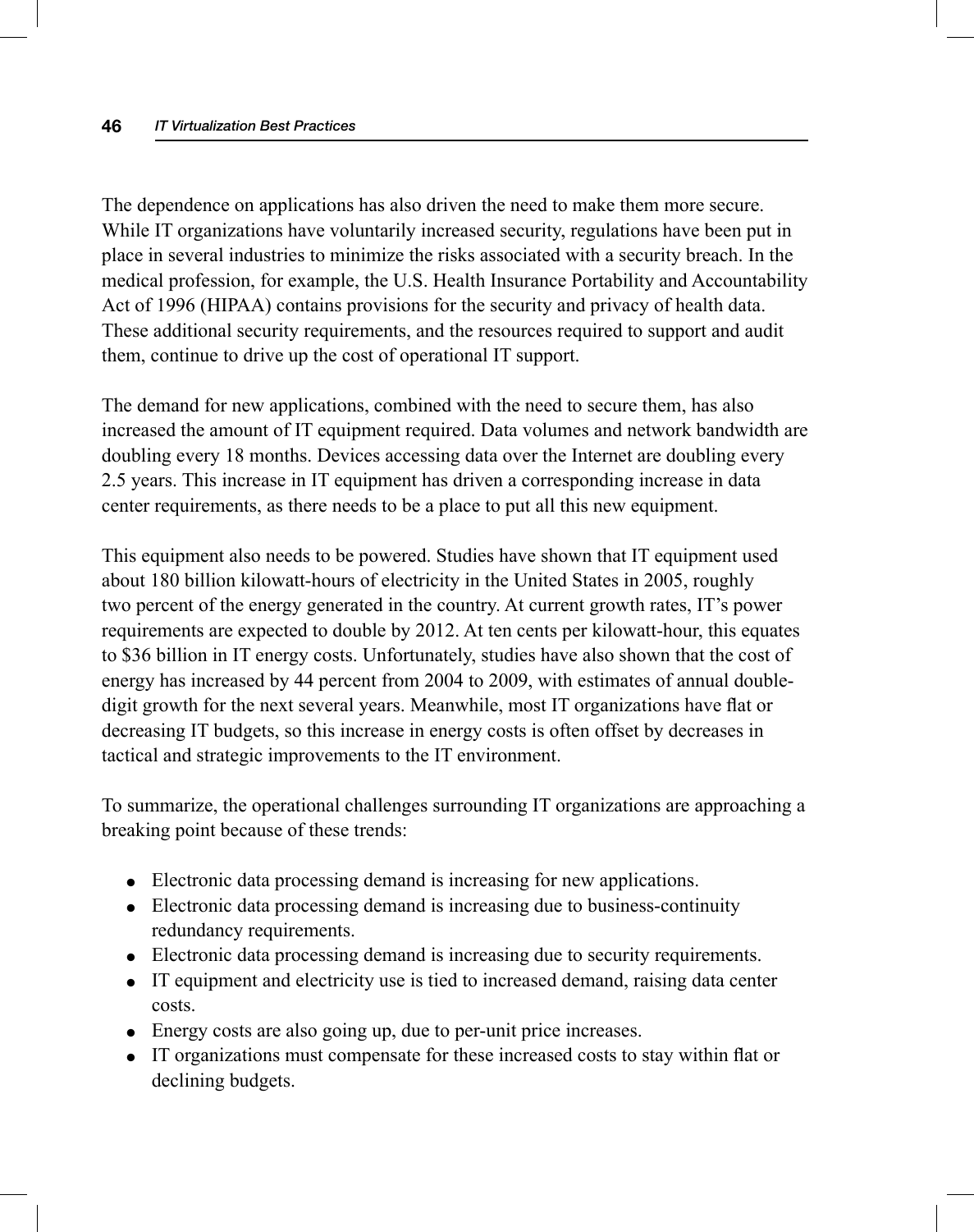The dependence on applications has also driven the need to make them more secure. While IT organizations have voluntarily increased security, regulations have been put in place in several industries to minimize the risks associated with a security breach. In the medical profession, for example, the U.S. Health Insurance Portability and Accountability Act of 1996 (HIPAA) contains provisions for the security and privacy of health data. These additional security requirements, and the resources required to support and audit them, continue to drive up the cost of operational IT support.

The demand for new applications, combined with the need to secure them, has also increased the amount of IT equipment required. Data volumes and network bandwidth are doubling every 18 months. Devices accessing data over the Internet are doubling every 2.5 years. This increase in IT equipment has driven a corresponding increase in data center requirements, as there needs to be a place to put all this new equipment.

This equipment also needs to be powered. Studies have shown that IT equipment used about 180 billion kilowatt-hours of electricity in the United States in 2005, roughly two percent of the energy generated in the country. At current growth rates, IT's power requirements are expected to double by 2012. At ten cents per kilowatt-hour, this equates to $36 billion in IT energy costs. Unfortunately, studies have also shown that the cost of energy has increased by 44 percent from 2004 to 2009, with estimates of annual double-digit growth for the next several years. Meanwhile, most IT organizations have flat or decreasing IT budgets, so this increase in energy costs is often offset by decreases in tactical and strategic improvements to the IT environment.

To summarize, the operational challenges surrounding IT organizations are approaching a breaking point because of these trends:

- Electronic data processing demand is increasing for new applications.
- Electronic data processing demand is increasing due to business-continuity redundancy requirements.
- Electronic data processing demand is increasing due to security requirements.
- IT equipment and electricity use is tied to increased demand, raising data center costs.
- Energy costs are also going up, due to per-unit price increases.
- IT organizations must compensate for these increased costs to stay within flat or declining budgets.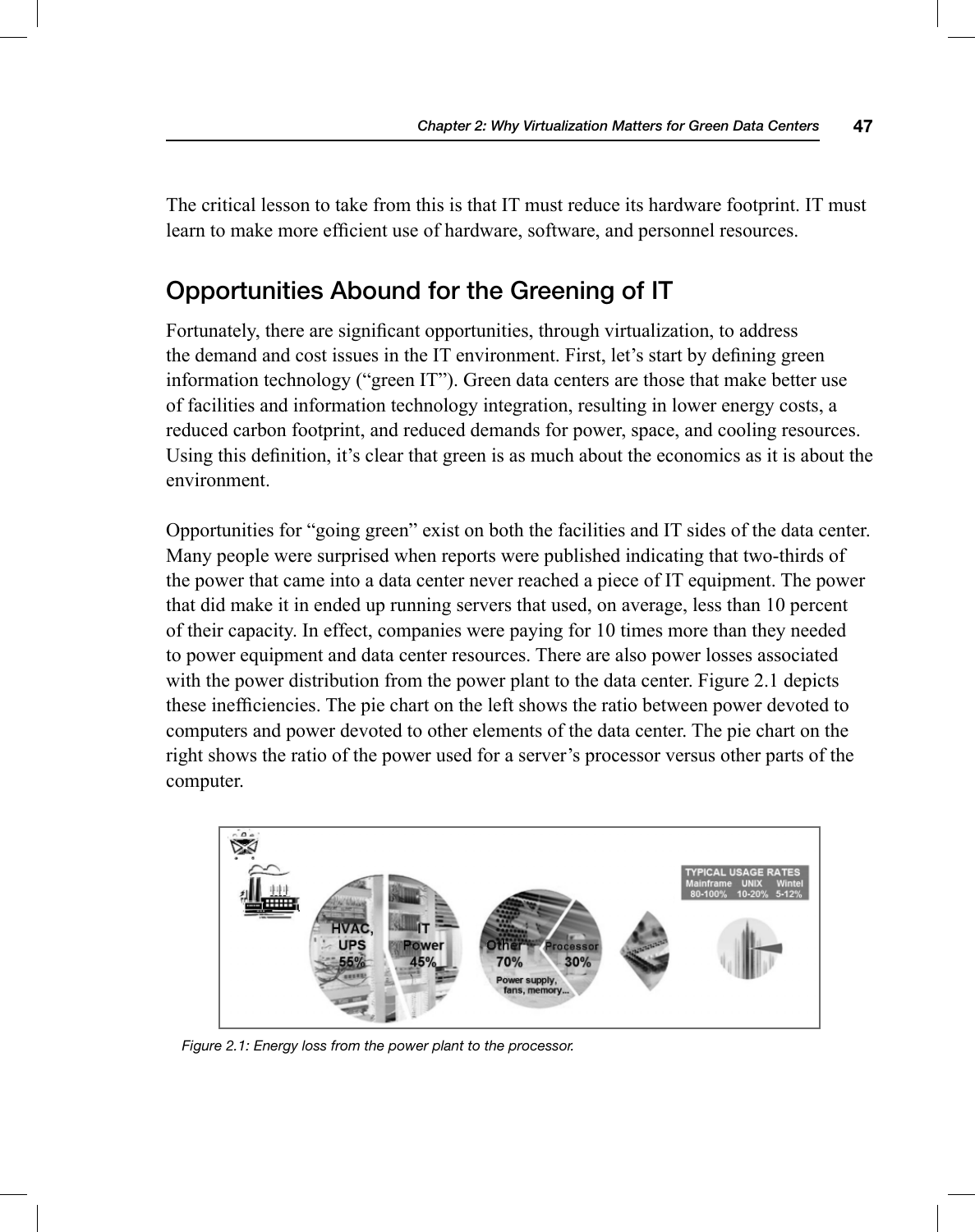The critical lesson to take from this is that IT must reduce its hardware footprint. IT must learn to make more efficient use of hardware, software, and personnel resources.

## Opportunities Abound for the Greening of IT

Fortunately, there are significant opportunities, through virtualization, to address the demand and cost issues in the IT environment. First, let's start by defining green information technology ("green IT"). Green data centers are those that make better use of facilities and information technology integration, resulting in lower energy costs, a reduced carbon footprint, and reduced demands for power, space, and cooling resources. Using this definition, it's clear that green is as much about the economics as it is about the environment.

Opportunities for "going green" exist on both the facilities and IT sides of the data center. Many people were surprised when reports were published indicating that two-thirds of the power that came into a data center never reached a piece of IT equipment. The power that did make it in ended up running servers that used, on average, less than 10 percent of their capacity. In effect, companies were paying for 10 times more than they needed to power equipment and data center resources. There are also power losses associated with the power distribution from the power plant to the data center. Figure 2.1 depicts these inefficiencies. The pie chart on the left shows the ratio between power devoted to computers and power devoted to other elements of the data center. The pie chart on the right shows the ratio of the power used for a server's processor versus other parts of the computer.

*Figure 2.1: Energy loss from the power plant to the processor.*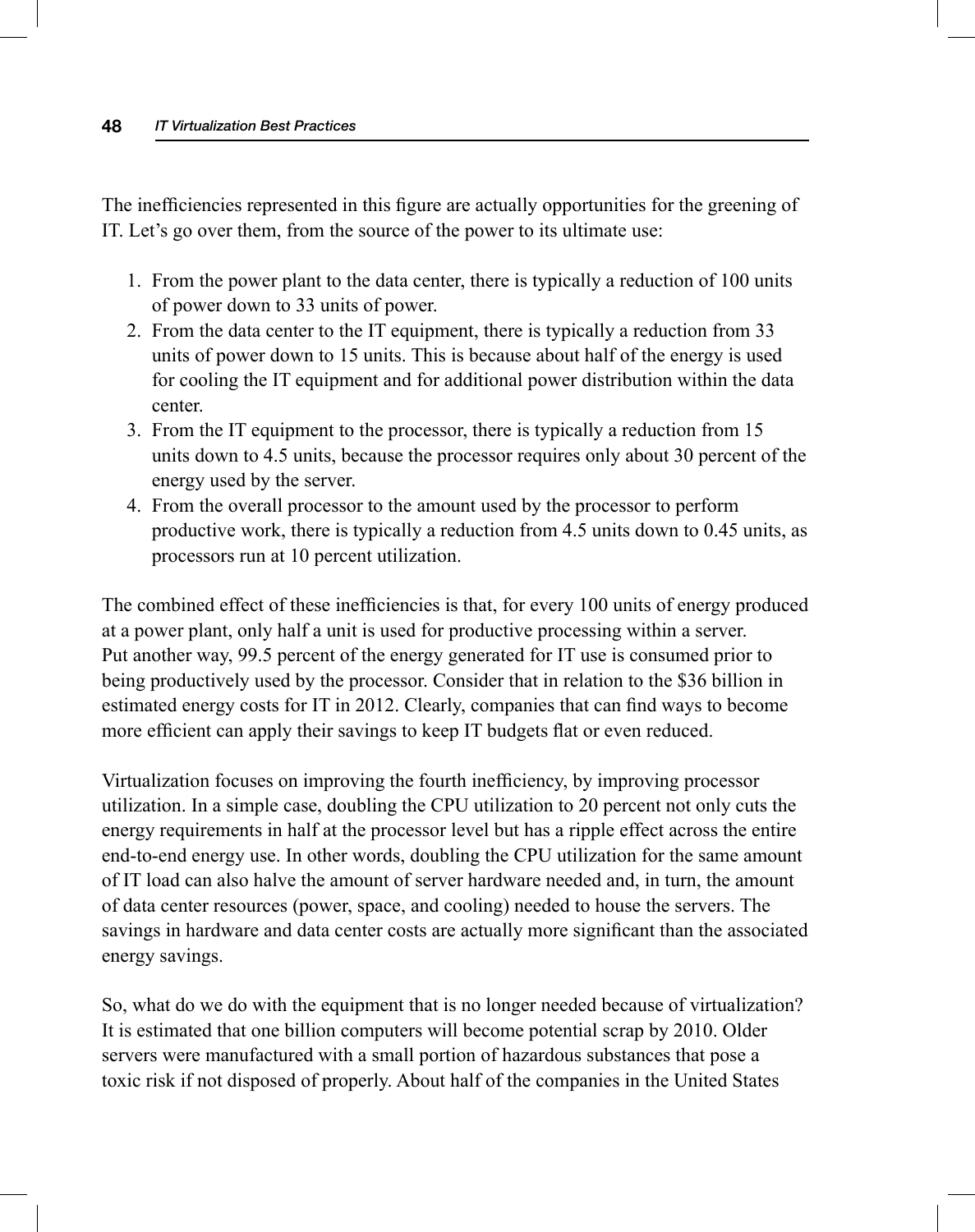The inefficiencies represented in this figure are actually opportunities for the greening of IT. Let's go over them, from the source of the power to its ultimate use:

1. From the power plant to the data center, there is typically a reduction of 100 units of power down to 33 units of power.
2. From the data center to the IT equipment, there is typically a reduction from 33 units of power down to 15 units. This is because about half of the energy is used for cooling the IT equipment and for additional power distribution within the data center.
3. From the IT equipment to the processor, there is typically a reduction from 15 units down to 4.5 units, because the processor requires only about 30 percent of the energy used by the server.
4. From the overall processor to the amount used by the processor to perform productive work, there is typically a reduction from 4.5 units down to 0.45 units, as processors run at 10 percent utilization.

The combined effect of these inefficiencies is that, for every 100 units of energy produced at a power plant, only half a unit is used for productive processing within a server. Put another way, 99.5 percent of the energy generated for IT use is consumed prior to being productively used by the processor. Consider that in relation to the $36 billion in estimated energy costs for IT in 2012. Clearly, companies that can find ways to become more efficient can apply their savings to keep IT budgets flat or even reduced.

Virtualization focuses on improving the fourth inefficiency, by improving processor utilization. In a simple case, doubling the CPU utilization to 20 percent not only cuts the energy requirements in half at the processor level but has a ripple effect across the entire end-to-end energy use. In other words, doubling the CPU utilization for the same amount of IT load can also halve the amount of server hardware needed and, in turn, the amount of data center resources (power, space, and cooling) needed to house the servers. The savings in hardware and data center costs are actually more significant than the associated energy savings.

So, what do we do with the equipment that is no longer needed because of virtualization? It is estimated that one billion computers will become potential scrap by 2010. Older servers were manufactured with a small portion of hazardous substances that pose a toxic risk if not disposed of properly. About half of the companies in the United States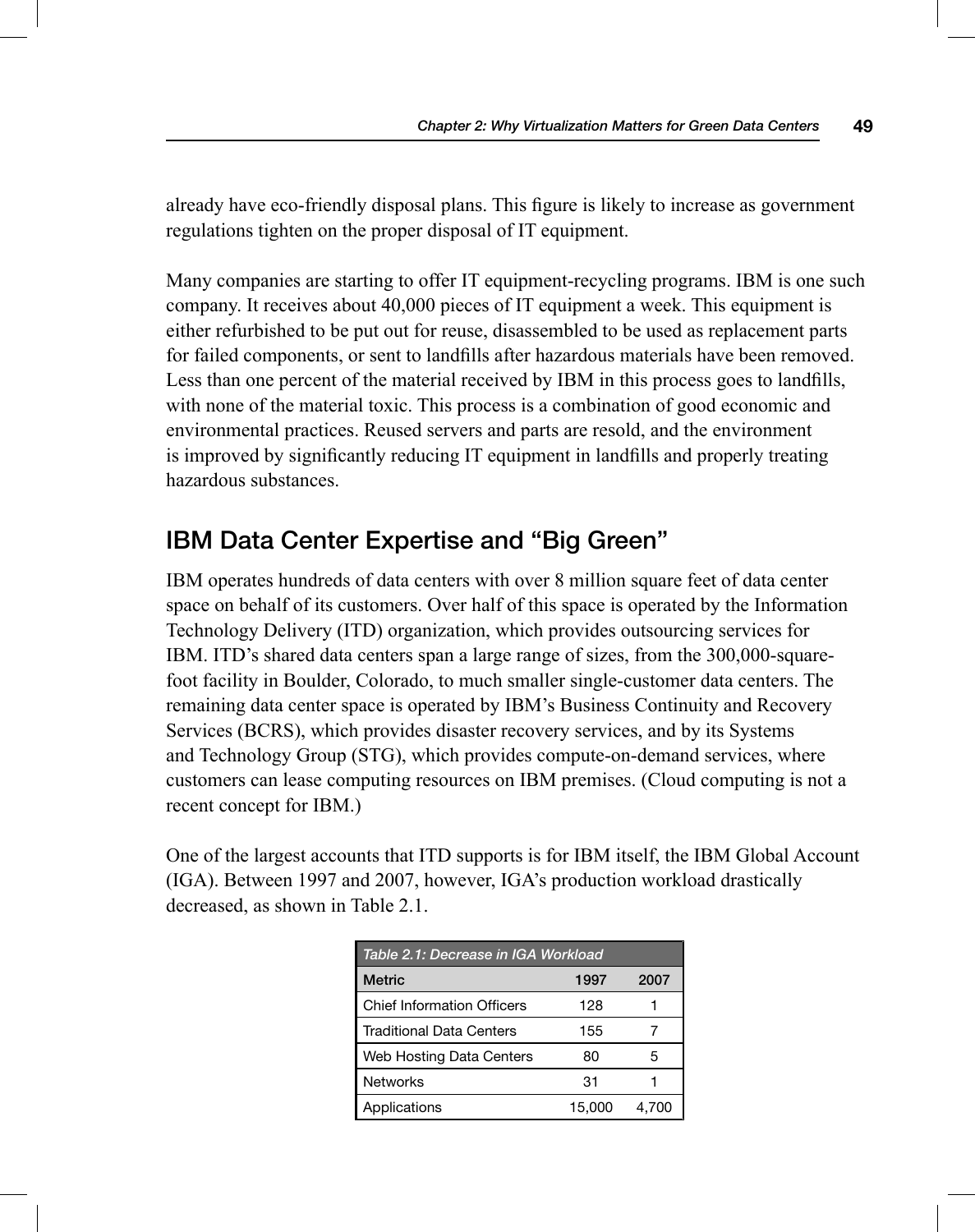already have eco-friendly disposal plans. This figure is likely to increase as government regulations tighten on the proper disposal of IT equipment.

Many companies are starting to offer IT equipment-recycling programs. IBM is one such company. It receives about 40,000 pieces of IT equipment a week. This equipment is either refurbished to be put out for reuse, disassembled to be used as replacement parts for failed components, or sent to landfills after hazardous materials have been removed. Less than one percent of the material received by IBM in this process goes to landfills, with none of the material toxic. This process is a combination of good economic and environmental practices. Reused servers and parts are resold, and the environment is improved by significantly reducing IT equipment in landfills and properly treating hazardous substances.

## IBM Data Center Expertise and "Big Green"

IBM operates hundreds of data centers with over 8 million square feet of data center space on behalf of its customers. Over half of this space is operated by the Information Technology Delivery (ITD) organization, which provides outsourcing services for IBM. ITD's shared data centers span a large range of sizes, from the 300,000-square-foot facility in Boulder, Colorado, to much smaller single-customer data centers. The remaining data center space is operated by IBM's Business Continuity and Recovery Services (BCRS), which provides disaster recovery services, and by its Systems and Technology Group (STG), which provides compute-on-demand services, where customers can lease computing resources on IBM premises. (Cloud computing is not a recent concept for IBM.)

One of the largest accounts that ITD supports is for IBM itself, the IBM Global Account (IGA). Between 1997 and 2007, however, IGA's production workload drastically decreased, as shown in Table 2.1.

*Table 2.1: Decrease in IGA Workload*

| Metric | 1997 | 2007 |
|---|---|---|
| Chief Information Officers | 128 | 1 |
| Traditional Data Centers | 155 | 7 |
| Web Hosting Data Centers | 80 | 5 |
| Networks | 31 | 1 |
| Applications | 15,000 | 4,700 |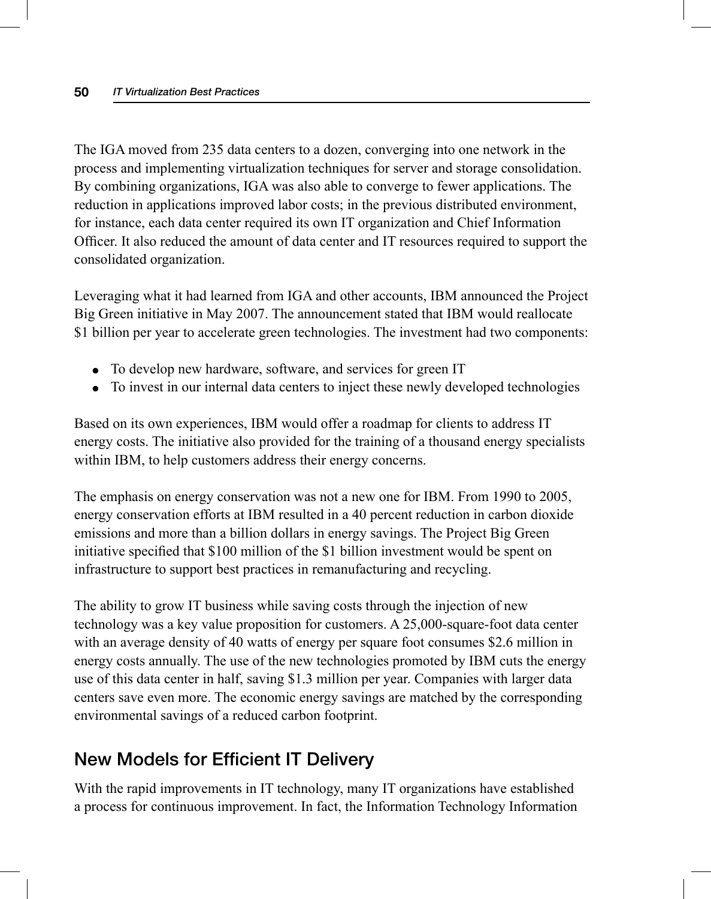The IGA moved from 235 data centers to a dozen, converging into one network in the process and implementing virtualization techniques for server and storage consolidation. By combining organizations, IGA was also able to converge to fewer applications. The reduction in applications improved labor costs; in the previous distributed environment, for instance, each data center required its own IT organization and Chief Information Officer. It also reduced the amount of data center and IT resources required to support the consolidated organization.

Leveraging what it had learned from IGA and other accounts, IBM announced the Project Big Green initiative in May 2007. The announcement stated that IBM would reallocate $1 billion per year to accelerate green technologies. The investment had two components:

- To develop new hardware, software, and services for green IT
- To invest in our internal data centers to inject these newly developed technologies

Based on its own experiences, IBM would offer a roadmap for clients to address IT energy costs. The initiative also provided for the training of a thousand energy specialists within IBM, to help customers address their energy concerns.

The emphasis on energy conservation was not a new one for IBM. From 1990 to 2005, energy conservation efforts at IBM resulted in a 40 percent reduction in carbon dioxide emissions and more than a billion dollars in energy savings. The Project Big Green initiative specified that $100 million of the $1 billion investment would be spent on infrastructure to support best practices in remanufacturing and recycling.

The ability to grow IT business while saving costs through the injection of new technology was a key value proposition for customers. A 25,000-square-foot data center with an average density of 40 watts of energy per square foot consumes $2.6 million in energy costs annually. The use of the new technologies promoted by IBM cuts the energy use of this data center in half, saving $1.3 million per year. Companies with larger data centers save even more. The economic energy savings are matched by the corresponding environmental savings of a reduced carbon footprint.

## New Models for Efficient IT Delivery

With the rapid improvements in IT technology, many IT organizations have established a process for continuous improvement. In fact, the Information Technology Information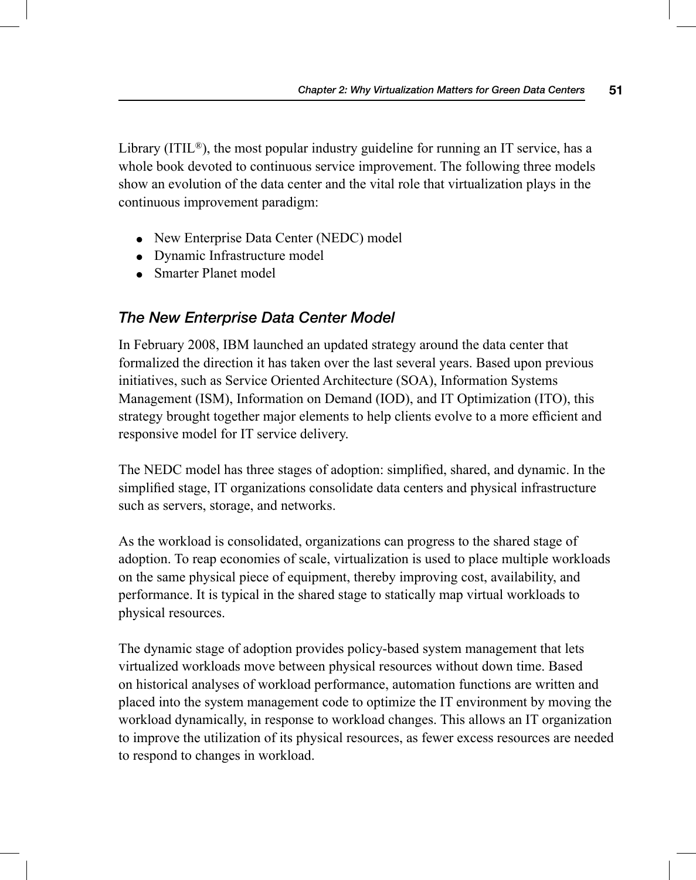Library (ITIL®), the most popular industry guideline for running an IT service, has a whole book devoted to continuous service improvement. The following three models show an evolution of the data center and the vital role that virtualization plays in the continuous improvement paradigm:

- New Enterprise Data Center (NEDC) model
- Dynamic Infrastructure model
- Smarter Planet model

### *The New Enterprise Data Center Model*

In February 2008, IBM launched an updated strategy around the data center that formalized the direction it has taken over the last several years. Based upon previous initiatives, such as Service Oriented Architecture (SOA), Information Systems Management (ISM), Information on Demand (IOD), and IT Optimization (ITO), this strategy brought together major elements to help clients evolve to a more efficient and responsive model for IT service delivery.

The NEDC model has three stages of adoption: simplified, shared, and dynamic. In the simplified stage, IT organizations consolidate data centers and physical infrastructure such as servers, storage, and networks.

As the workload is consolidated, organizations can progress to the shared stage of adoption. To reap economies of scale, virtualization is used to place multiple workloads on the same physical piece of equipment, thereby improving cost, availability, and performance. It is typical in the shared stage to statically map virtual workloads to physical resources.

The dynamic stage of adoption provides policy-based system management that lets virtualized workloads move between physical resources without down time. Based on historical analyses of workload performance, automation functions are written and placed into the system management code to optimize the IT environment by moving the workload dynamically, in response to workload changes. This allows an IT organization to improve the utilization of its physical resources, as fewer excess resources are needed to respond to changes in workload.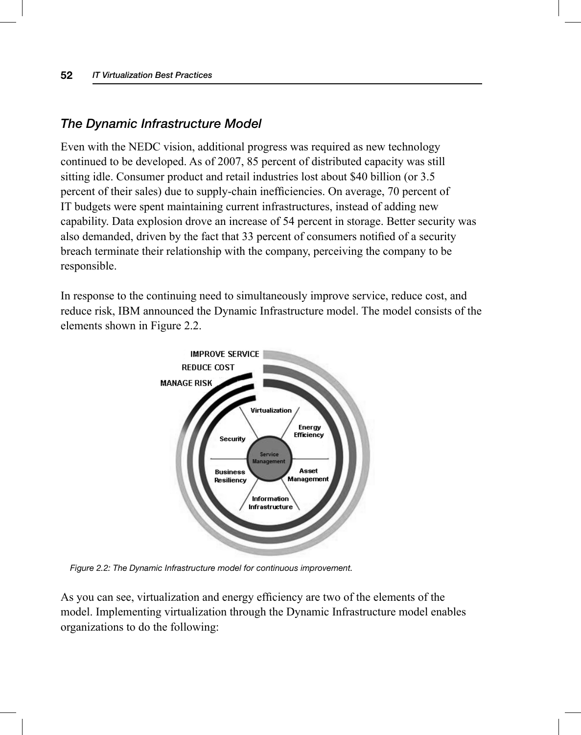### The Dynamic Infrastructure Model

Even with the NEDC vision, additional progress was required as new technology continued to be developed. As of 2007, 85 percent of distributed capacity was still sitting idle. Consumer product and retail industries lost about $40 billion (or 3.5 percent of their sales) due to supply-chain inefficiencies. On average, 70 percent of IT budgets were spent maintaining current infrastructures, instead of adding new capability. Data explosion drove an increase of 54 percent in storage. Better security was also demanded, driven by the fact that 33 percent of consumers notified of a security breach terminate their relationship with the company, perceiving the company to be responsible.

In response to the continuing need to simultaneously improve service, reduce cost, and reduce risk, IBM announced the Dynamic Infrastructure model. The model consists of the elements shown in Figure 2.2.

*Figure 2.2: The Dynamic Infrastructure model for continuous improvement.*

As you can see, virtualization and energy efficiency are two of the elements of the model. Implementing virtualization through the Dynamic Infrastructure model enables organizations to do the following: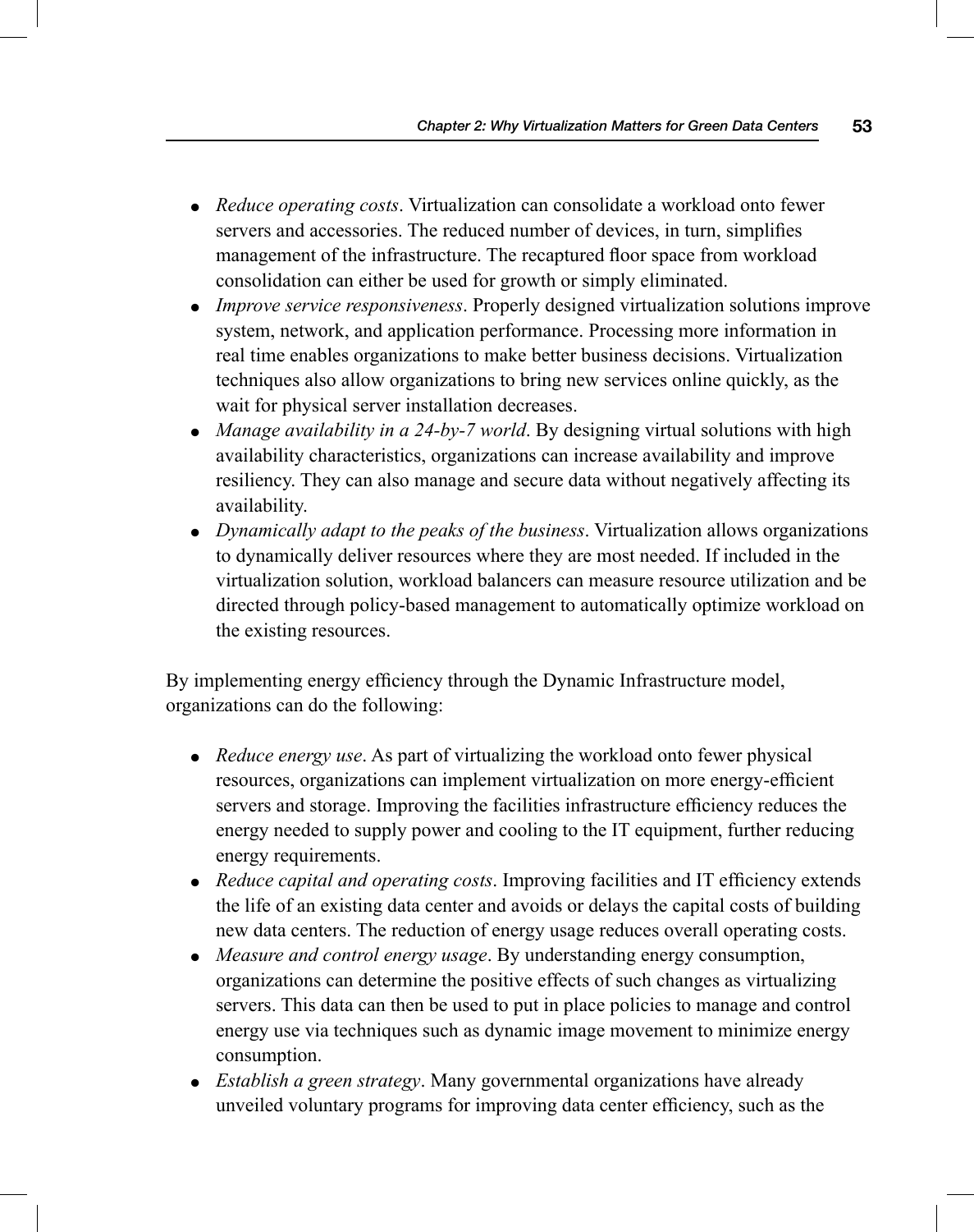- *Reduce operating costs*. Virtualization can consolidate a workload onto fewer servers and accessories. The reduced number of devices, in turn, simplifies management of the infrastructure. The recaptured floor space from workload consolidation can either be used for growth or simply eliminated.
- *Improve service responsiveness*. Properly designed virtualization solutions improve system, network, and application performance. Processing more information in real time enables organizations to make better business decisions. Virtualization techniques also allow organizations to bring new services online quickly, as the wait for physical server installation decreases.
- *Manage availability in a 24-by-7 world*. By designing virtual solutions with high availability characteristics, organizations can increase availability and improve resiliency. They can also manage and secure data without negatively affecting its availability.
- *Dynamically adapt to the peaks of the business*. Virtualization allows organizations to dynamically deliver resources where they are most needed. If included in the virtualization solution, workload balancers can measure resource utilization and be directed through policy-based management to automatically optimize workload on the existing resources.

By implementing energy efficiency through the Dynamic Infrastructure model, organizations can do the following:

- *Reduce energy use*. As part of virtualizing the workload onto fewer physical resources, organizations can implement virtualization on more energy-efficient servers and storage. Improving the facilities infrastructure efficiency reduces the energy needed to supply power and cooling to the IT equipment, further reducing energy requirements.
- *Reduce capital and operating costs*. Improving facilities and IT efficiency extends the life of an existing data center and avoids or delays the capital costs of building new data centers. The reduction of energy usage reduces overall operating costs.
- *Measure and control energy usage*. By understanding energy consumption, organizations can determine the positive effects of such changes as virtualizing servers. This data can then be used to put in place policies to manage and control energy use via techniques such as dynamic image movement to minimize energy consumption.
- *Establish a green strategy*. Many governmental organizations have already unveiled voluntary programs for improving data center efficiency, such as the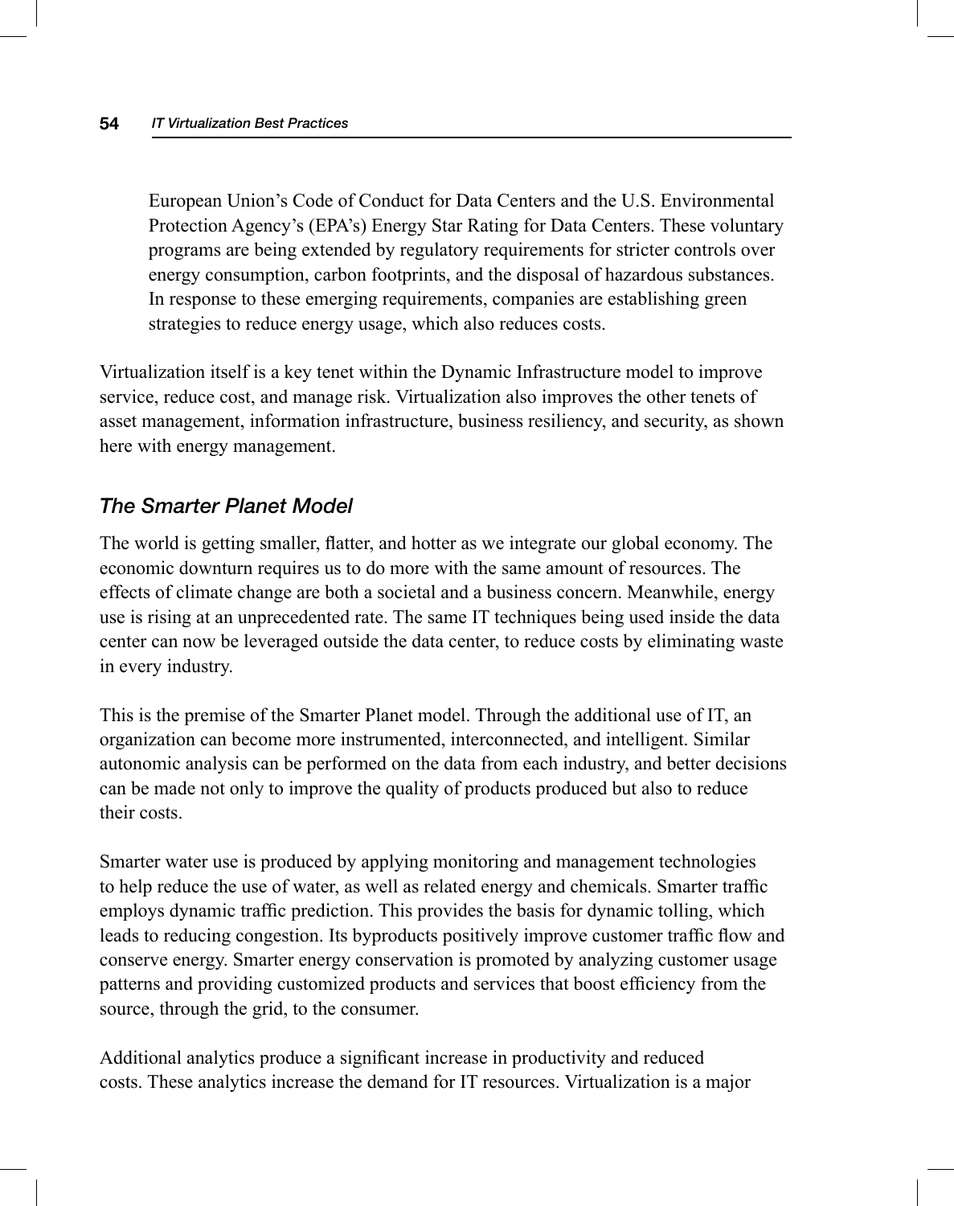European Union’s Code of Conduct for Data Centers and the U.S. Environmental Protection Agency’s (EPA’s) Energy Star Rating for Data Centers. These voluntary programs are being extended by regulatory requirements for stricter controls over energy consumption, carbon footprints, and the disposal of hazardous substances. In response to these emerging requirements, companies are establishing green strategies to reduce energy usage, which also reduces costs.

Virtualization itself is a key tenet within the Dynamic Infrastructure model to improve service, reduce cost, and manage risk. Virtualization also improves the other tenets of asset management, information infrastructure, business resiliency, and security, as shown here with energy management.

### *The Smarter Planet Model*

The world is getting smaller, flatter, and hotter as we integrate our global economy. The economic downturn requires us to do more with the same amount of resources. The effects of climate change are both a societal and a business concern. Meanwhile, energy use is rising at an unprecedented rate. The same IT techniques being used inside the data center can now be leveraged outside the data center, to reduce costs by eliminating waste in every industry.

This is the premise of the Smarter Planet model. Through the additional use of IT, an organization can become more instrumented, interconnected, and intelligent. Similar autonomic analysis can be performed on the data from each industry, and better decisions can be made not only to improve the quality of products produced but also to reduce their costs.

Smarter water use is produced by applying monitoring and management technologies to help reduce the use of water, as well as related energy and chemicals. Smarter traffic employs dynamic traffic prediction. This provides the basis for dynamic tolling, which leads to reducing congestion. Its byproducts positively improve customer traffic flow and conserve energy. Smarter energy conservation is promoted by analyzing customer usage patterns and providing customized products and services that boost efficiency from the source, through the grid, to the consumer.

Additional analytics produce a significant increase in productivity and reduced costs. These analytics increase the demand for IT resources. Virtualization is a major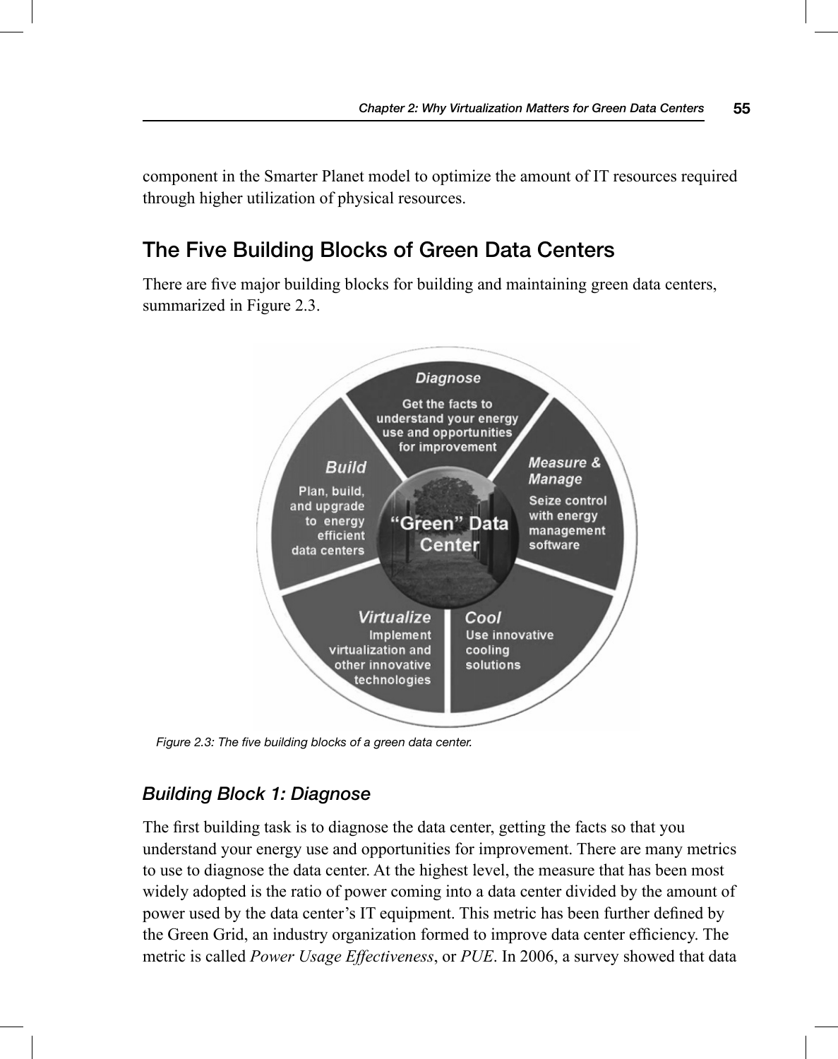component in the Smarter Planet model to optimize the amount of IT resources required through higher utilization of physical resources.

## The Five Building Blocks of Green Data Centers

There are five major building blocks for building and maintaining green data centers, summarized in Figure 2.3.

*Figure 2.3: The five building blocks of a green data center.*

### *Building Block 1: Diagnose*

The first building task is to diagnose the data center, getting the facts so that you understand your energy use and opportunities for improvement. There are many metrics to use to diagnose the data center. At the highest level, the measure that has been most widely adopted is the ratio of power coming into a data center divided by the amount of power used by the data center's IT equipment. This metric has been further defined by the Green Grid, an industry organization formed to improve data center efficiency. The metric is called *Power Usage Effectiveness*, or *PUE*. In 2006, a survey showed that data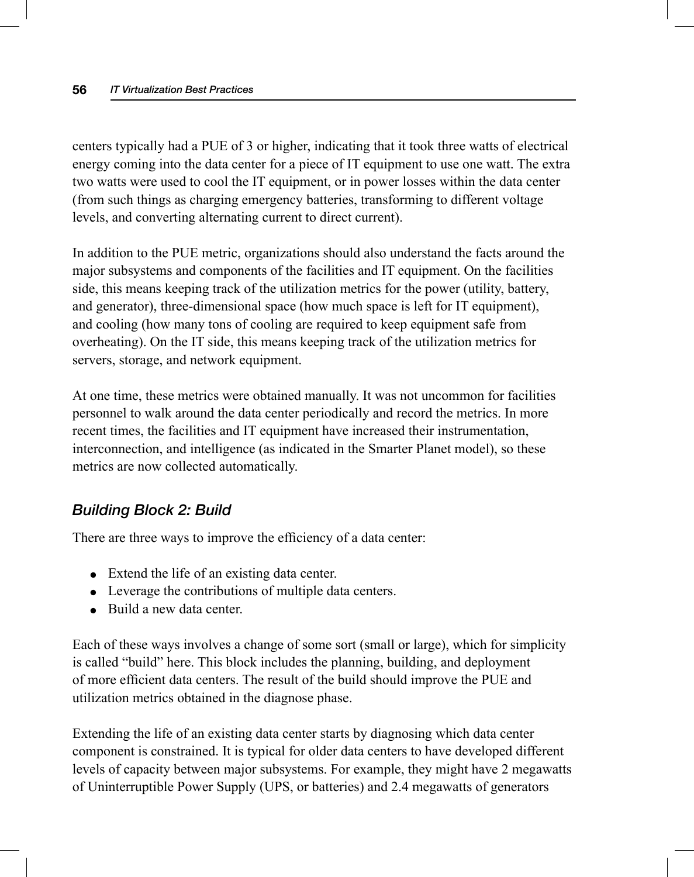centers typically had a PUE of 3 or higher, indicating that it took three watts of electrical energy coming into the data center for a piece of IT equipment to use one watt. The extra two watts were used to cool the IT equipment, or in power losses within the data center (from such things as charging emergency batteries, transforming to different voltage levels, and converting alternating current to direct current).

In addition to the PUE metric, organizations should also understand the facts around the major subsystems and components of the facilities and IT equipment. On the facilities side, this means keeping track of the utilization metrics for the power (utility, battery, and generator), three-dimensional space (how much space is left for IT equipment), and cooling (how many tons of cooling are required to keep equipment safe from overheating). On the IT side, this means keeping track of the utilization metrics for servers, storage, and network equipment.

At one time, these metrics were obtained manually. It was not uncommon for facilities personnel to walk around the data center periodically and record the metrics. In more recent times, the facilities and IT equipment have increased their instrumentation, interconnection, and intelligence (as indicated in the Smarter Planet model), so these metrics are now collected automatically.

### *Building Block 2: Build*

There are three ways to improve the efficiency of a data center:

- Extend the life of an existing data center.
- Leverage the contributions of multiple data centers.
- Build a new data center.

Each of these ways involves a change of some sort (small or large), which for simplicity is called “build” here. This block includes the planning, building, and deployment of more efficient data centers. The result of the build should improve the PUE and utilization metrics obtained in the diagnose phase.

Extending the life of an existing data center starts by diagnosing which data center component is constrained. It is typical for older data centers to have developed different levels of capacity between major subsystems. For example, they might have 2 megawatts of Uninterruptible Power Supply (UPS, or batteries) and 2.4 megawatts of generators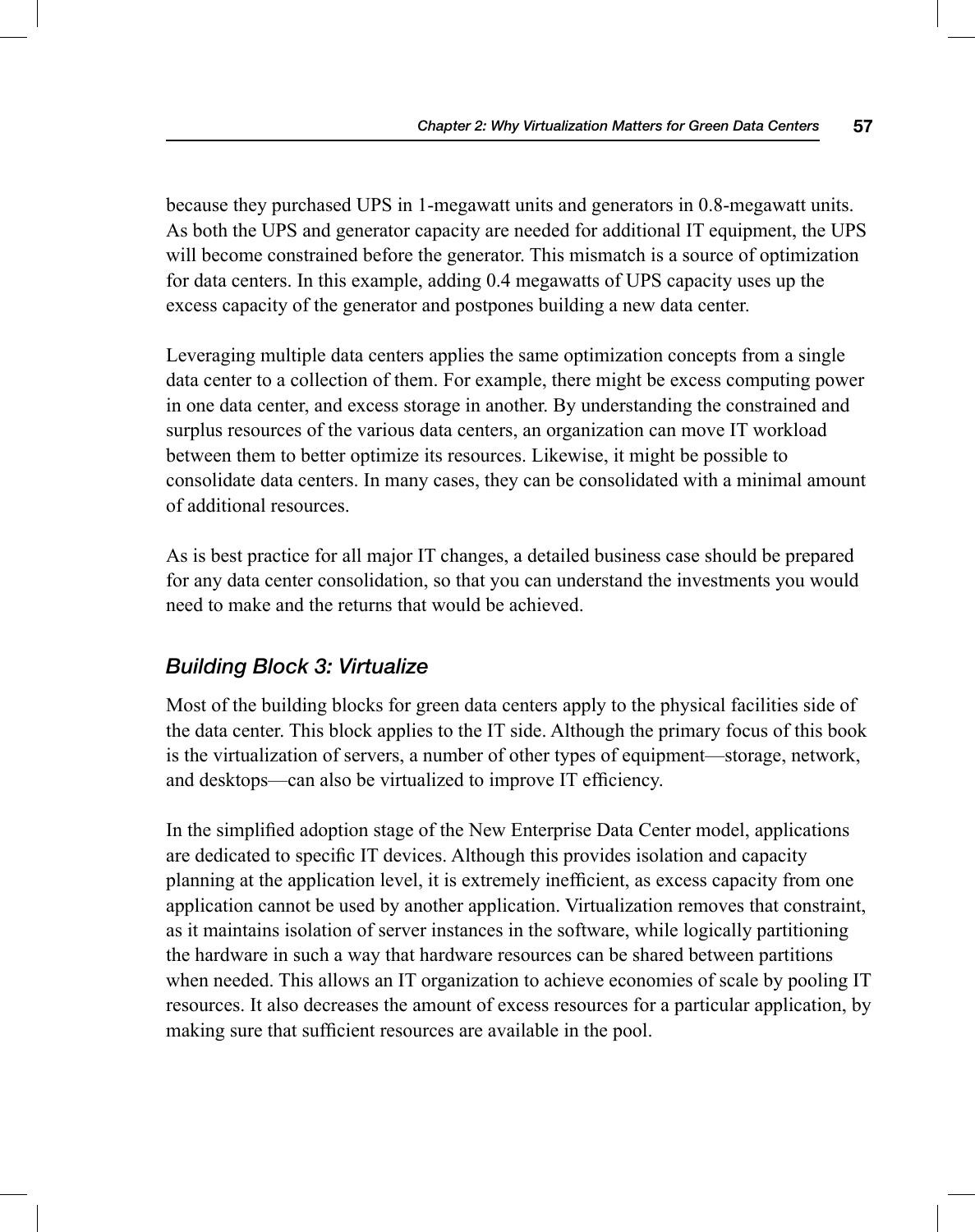because they purchased UPS in 1-megawatt units and generators in 0.8-megawatt units. As both the UPS and generator capacity are needed for additional IT equipment, the UPS will become constrained before the generator. This mismatch is a source of optimization for data centers. In this example, adding 0.4 megawatts of UPS capacity uses up the excess capacity of the generator and postpones building a new data center.

Leveraging multiple data centers applies the same optimization concepts from a single data center to a collection of them. For example, there might be excess computing power in one data center, and excess storage in another. By understanding the constrained and surplus resources of the various data centers, an organization can move IT workload between them to better optimize its resources. Likewise, it might be possible to consolidate data centers. In many cases, they can be consolidated with a minimal amount of additional resources.

As is best practice for all major IT changes, a detailed business case should be prepared for any data center consolidation, so that you can understand the investments you would need to make and the returns that would be achieved.

### *Building Block 3: Virtualize*

Most of the building blocks for green data centers apply to the physical facilities side of the data center. This block applies to the IT side. Although the primary focus of this book is the virtualization of servers, a number of other types of equipment—storage, network, and desktops—can also be virtualized to improve IT efficiency.

In the simplified adoption stage of the New Enterprise Data Center model, applications are dedicated to specific IT devices. Although this provides isolation and capacity planning at the application level, it is extremely inefficient, as excess capacity from one application cannot be used by another application. Virtualization removes that constraint, as it maintains isolation of server instances in the software, while logically partitioning the hardware in such a way that hardware resources can be shared between partitions when needed. This allows an IT organization to achieve economies of scale by pooling IT resources. It also decreases the amount of excess resources for a particular application, by making sure that sufficient resources are available in the pool.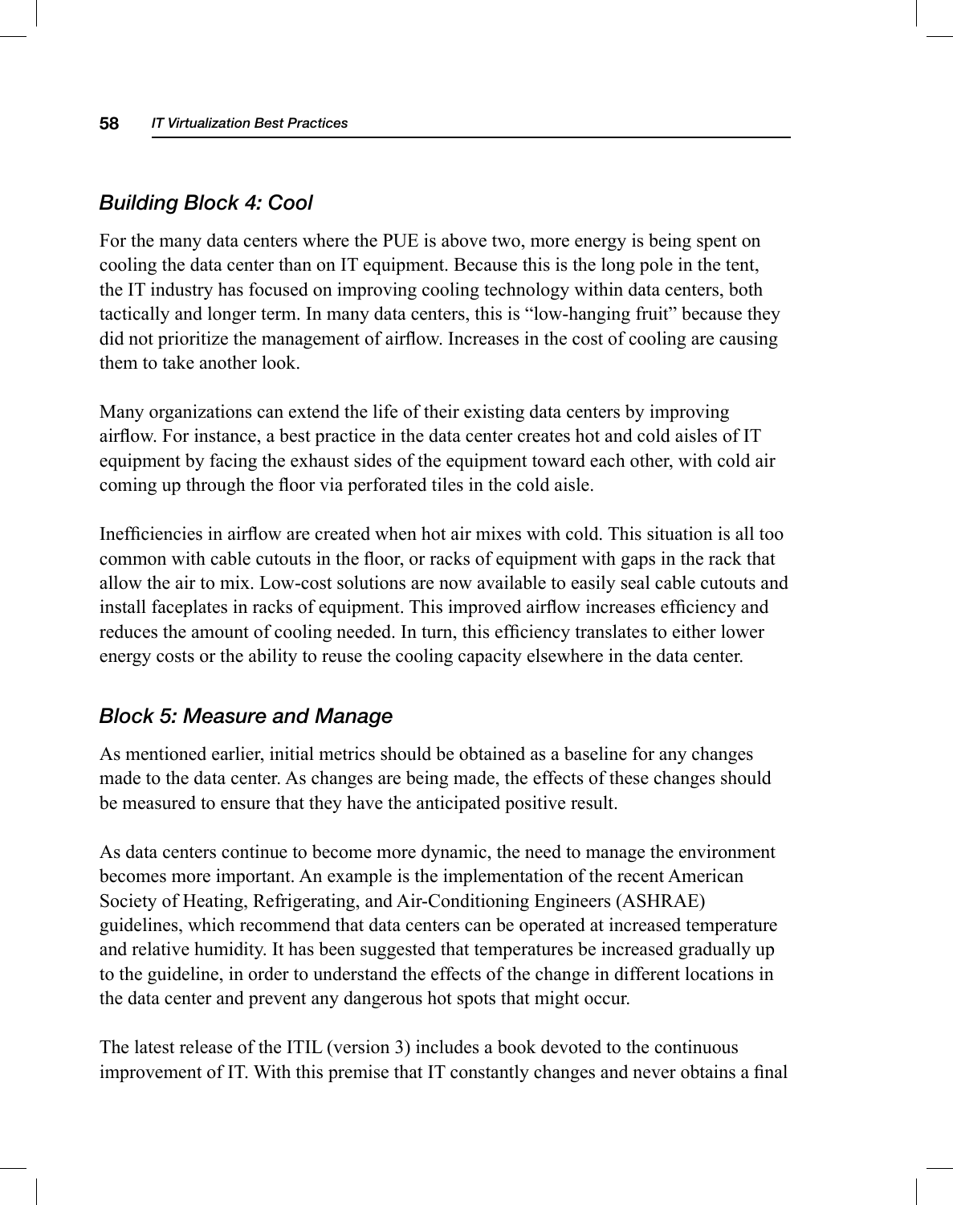### *Building Block 4: Cool*

For the many data centers where the PUE is above two, more energy is being spent on cooling the data center than on IT equipment. Because this is the long pole in the tent, the IT industry has focused on improving cooling technology within data centers, both tactically and longer term. In many data centers, this is "low-hanging fruit" because they did not prioritize the management of airflow. Increases in the cost of cooling are causing them to take another look.

Many organizations can extend the life of their existing data centers by improving airflow. For instance, a best practice in the data center creates hot and cold aisles of IT equipment by facing the exhaust sides of the equipment toward each other, with cold air coming up through the floor via perforated tiles in the cold aisle.

Inefficiencies in airflow are created when hot air mixes with cold. This situation is all too common with cable cutouts in the floor, or racks of equipment with gaps in the rack that allow the air to mix. Low-cost solutions are now available to easily seal cable cutouts and install faceplates in racks of equipment. This improved airflow increases efficiency and reduces the amount of cooling needed. In turn, this efficiency translates to either lower energy costs or the ability to reuse the cooling capacity elsewhere in the data center.

### *Block 5: Measure and Manage*

As mentioned earlier, initial metrics should be obtained as a baseline for any changes made to the data center. As changes are being made, the effects of these changes should be measured to ensure that they have the anticipated positive result.

As data centers continue to become more dynamic, the need to manage the environment becomes more important. An example is the implementation of the recent American Society of Heating, Refrigerating, and Air-Conditioning Engineers (ASHRAE) guidelines, which recommend that data centers can be operated at increased temperature and relative humidity. It has been suggested that temperatures be increased gradually up to the guideline, in order to understand the effects of the change in different locations in the data center and prevent any dangerous hot spots that might occur.

The latest release of the ITIL (version 3) includes a book devoted to the continuous improvement of IT. With this premise that IT constantly changes and never obtains a final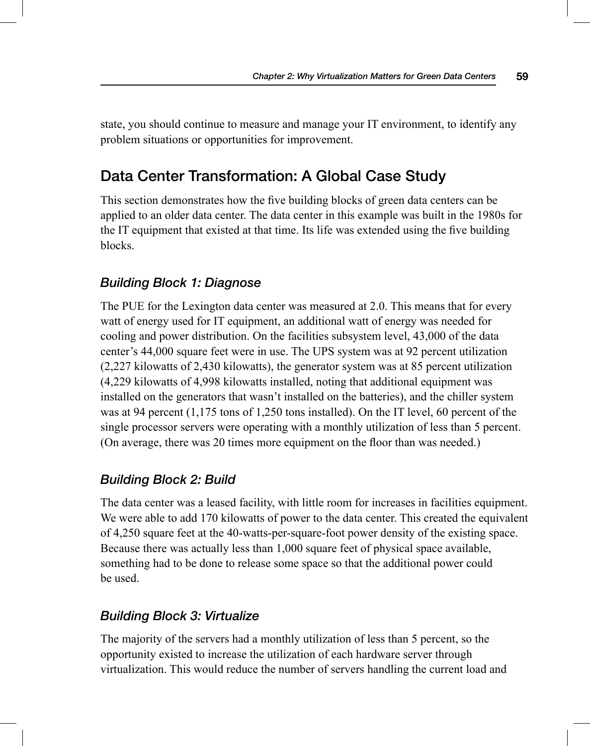state, you should continue to measure and manage your IT environment, to identify any problem situations or opportunities for improvement.

## Data Center Transformation: A Global Case Study

This section demonstrates how the five building blocks of green data centers can be applied to an older data center. The data center in this example was built in the 1980s for the IT equipment that existed at that time. Its life was extended using the five building blocks.

### *Building Block 1: Diagnose*

The PUE for the Lexington data center was measured at 2.0. This means that for every watt of energy used for IT equipment, an additional watt of energy was needed for cooling and power distribution. On the facilities subsystem level, 43,000 of the data center's 44,000 square feet were in use. The UPS system was at 92 percent utilization (2,227 kilowatts of 2,430 kilowatts), the generator system was at 85 percent utilization (4,229 kilowatts of 4,998 kilowatts installed, noting that additional equipment was installed on the generators that wasn't installed on the batteries), and the chiller system was at 94 percent (1,175 tons of 1,250 tons installed). On the IT level, 60 percent of the single processor servers were operating with a monthly utilization of less than 5 percent. (On average, there was 20 times more equipment on the floor than was needed.)

### *Building Block 2: Build*

The data center was a leased facility, with little room for increases in facilities equipment. We were able to add 170 kilowatts of power to the data center. This created the equivalent of 4,250 square feet at the 40-watts-per-square-foot power density of the existing space. Because there was actually less than 1,000 square feet of physical space available, something had to be done to release some space so that the additional power could be used.

### *Building Block 3: Virtualize*

The majority of the servers had a monthly utilization of less than 5 percent, so the opportunity existed to increase the utilization of each hardware server through virtualization. This would reduce the number of servers handling the current load and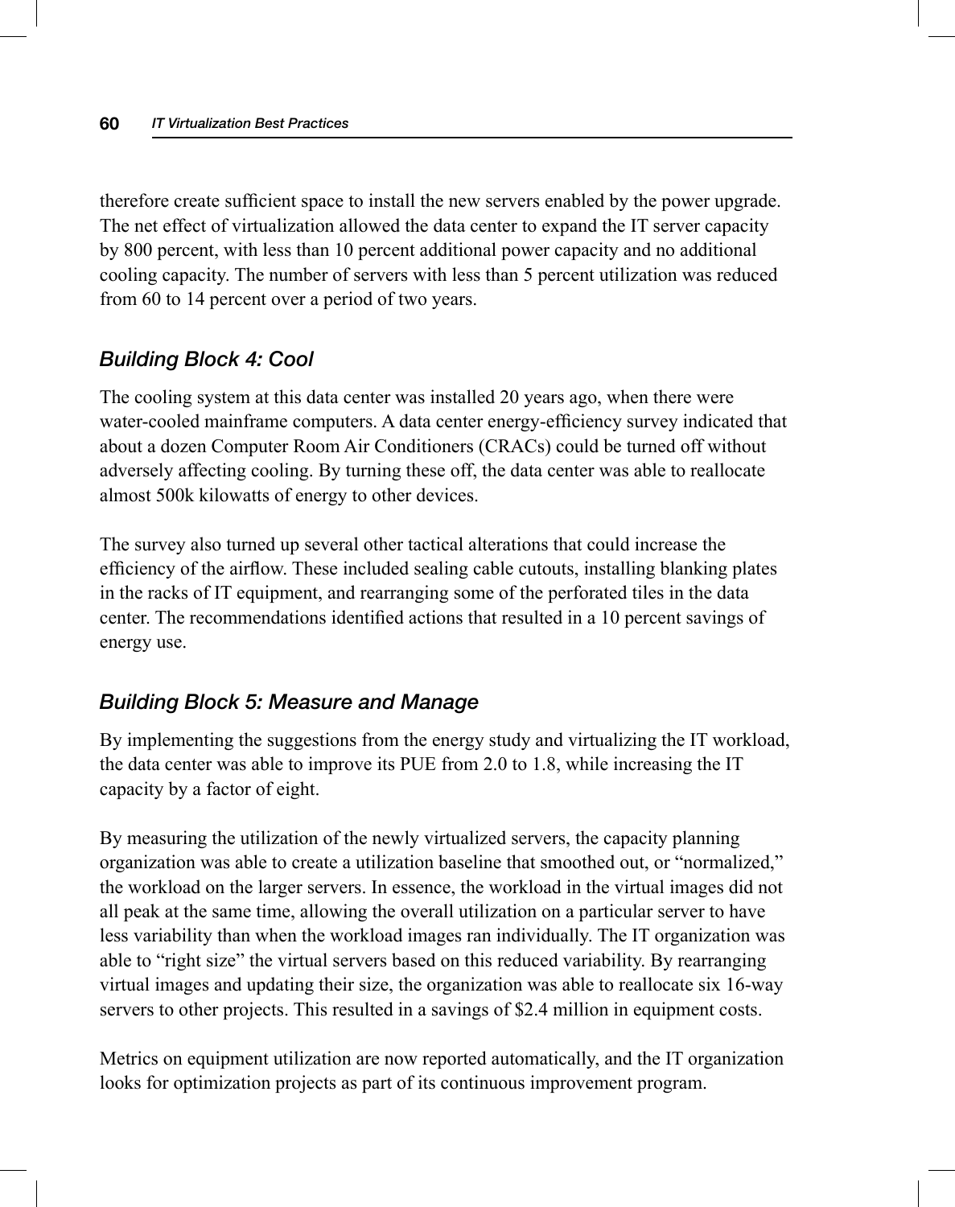therefore create sufficient space to install the new servers enabled by the power upgrade. The net effect of virtualization allowed the data center to expand the IT server capacity by 800 percent, with less than 10 percent additional power capacity and no additional cooling capacity. The number of servers with less than 5 percent utilization was reduced from 60 to 14 percent over a period of two years.

### *Building Block 4: Cool*

The cooling system at this data center was installed 20 years ago, when there were water-cooled mainframe computers. A data center energy-efficiency survey indicated that about a dozen Computer Room Air Conditioners (CRACs) could be turned off without adversely affecting cooling. By turning these off, the data center was able to reallocate almost 500k kilowatts of energy to other devices.

The survey also turned up several other tactical alterations that could increase the efficiency of the airflow. These included sealing cable cutouts, installing blanking plates in the racks of IT equipment, and rearranging some of the perforated tiles in the data center. The recommendations identified actions that resulted in a 10 percent savings of energy use.

### *Building Block 5: Measure and Manage*

By implementing the suggestions from the energy study and virtualizing the IT workload, the data center was able to improve its PUE from 2.0 to 1.8, while increasing the IT capacity by a factor of eight.

By measuring the utilization of the newly virtualized servers, the capacity planning organization was able to create a utilization baseline that smoothed out, or "normalized," the workload on the larger servers. In essence, the workload in the virtual images did not all peak at the same time, allowing the overall utilization on a particular server to have less variability than when the workload images ran individually. The IT organization was able to "right size" the virtual servers based on this reduced variability. By rearranging virtual images and updating their size, the organization was able to reallocate six 16-way servers to other projects. This resulted in a savings of $2.4 million in equipment costs.

Metrics on equipment utilization are now reported automatically, and the IT organization looks for optimization projects as part of its continuous improvement program.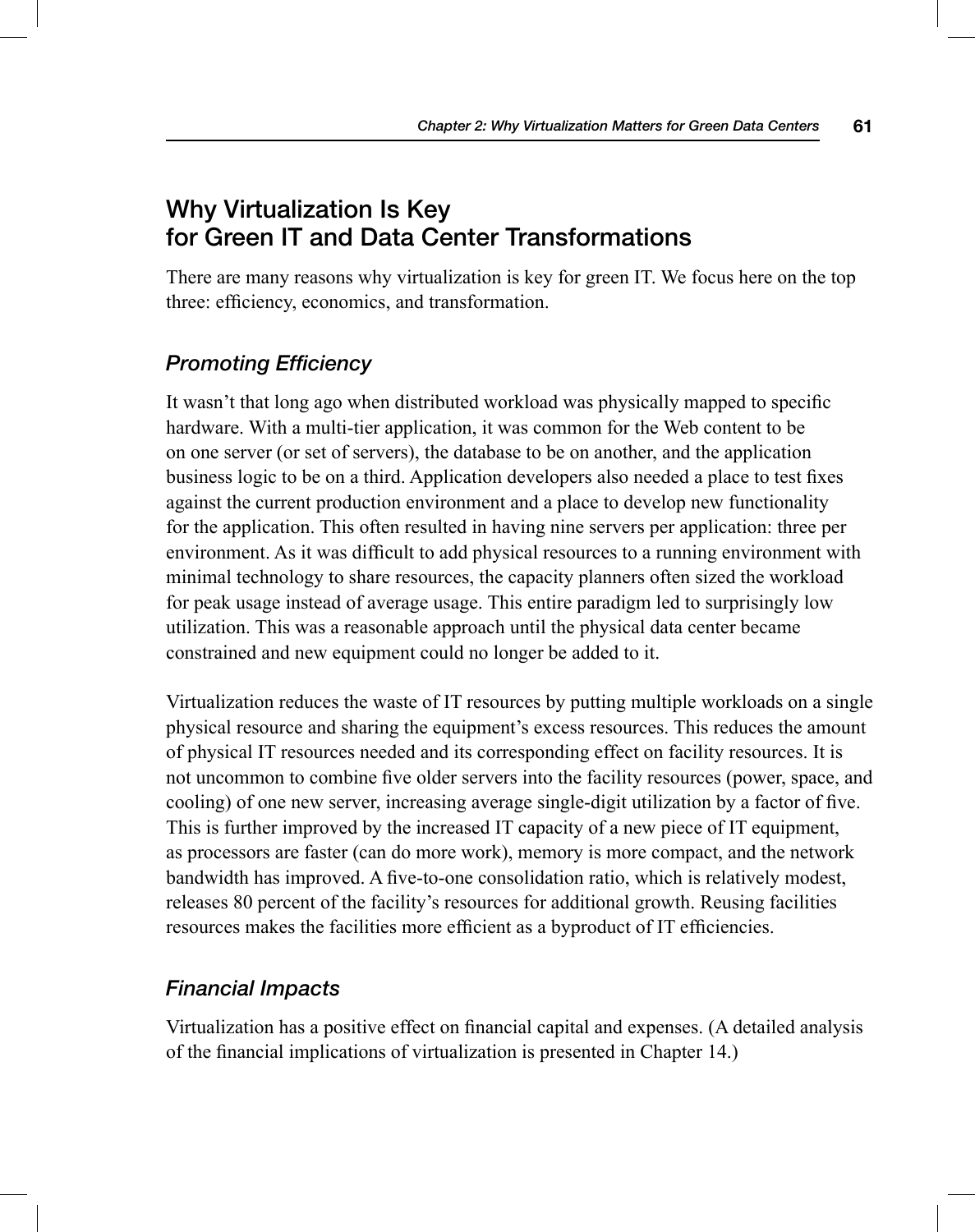## Why Virtualization Is Key for Green IT and Data Center Transformations

There are many reasons why virtualization is key for green IT. We focus here on the top three: efficiency, economics, and transformation.

### *Promoting Efficiency*

It wasn't that long ago when distributed workload was physically mapped to specific hardware. With a multi-tier application, it was common for the Web content to be on one server (or set of servers), the database to be on another, and the application business logic to be on a third. Application developers also needed a place to test fixes against the current production environment and a place to develop new functionality for the application. This often resulted in having nine servers per application: three per environment. As it was difficult to add physical resources to a running environment with minimal technology to share resources, the capacity planners often sized the workload for peak usage instead of average usage. This entire paradigm led to surprisingly low utilization. This was a reasonable approach until the physical data center became constrained and new equipment could no longer be added to it.

Virtualization reduces the waste of IT resources by putting multiple workloads on a single physical resource and sharing the equipment's excess resources. This reduces the amount of physical IT resources needed and its corresponding effect on facility resources. It is not uncommon to combine five older servers into the facility resources (power, space, and cooling) of one new server, increasing average single-digit utilization by a factor of five. This is further improved by the increased IT capacity of a new piece of IT equipment, as processors are faster (can do more work), memory is more compact, and the network bandwidth has improved. A five-to-one consolidation ratio, which is relatively modest, releases 80 percent of the facility's resources for additional growth. Reusing facilities resources makes the facilities more efficient as a byproduct of IT efficiencies.

### *Financial Impacts*

Virtualization has a positive effect on financial capital and expenses. (A detailed analysis of the financial implications of virtualization is presented in Chapter 14.)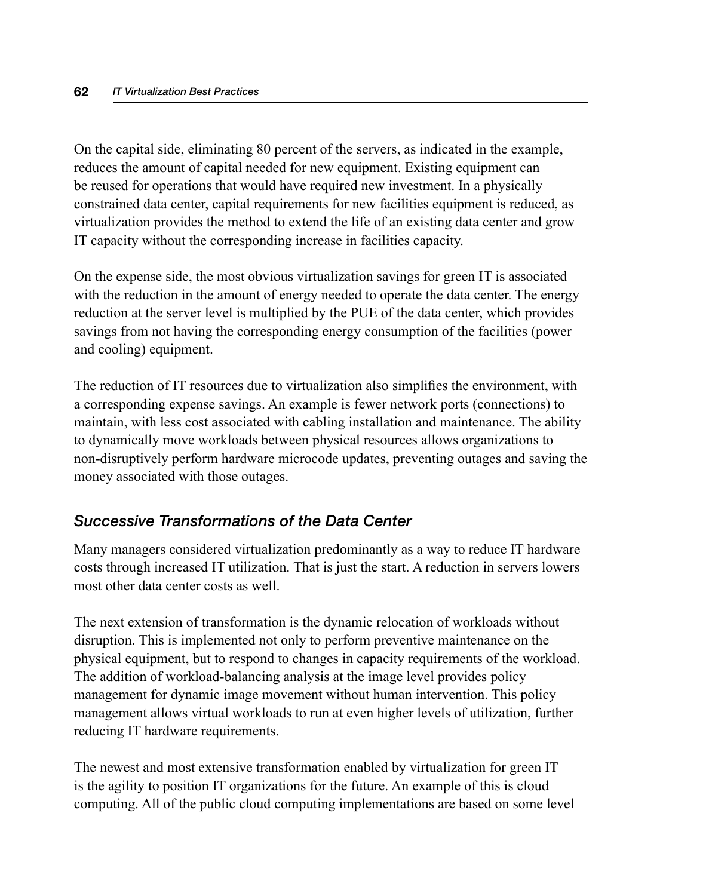On the capital side, eliminating 80 percent of the servers, as indicated in the example, reduces the amount of capital needed for new equipment. Existing equipment can be reused for operations that would have required new investment. In a physically constrained data center, capital requirements for new facilities equipment is reduced, as virtualization provides the method to extend the life of an existing data center and grow IT capacity without the corresponding increase in facilities capacity.

On the expense side, the most obvious virtualization savings for green IT is associated with the reduction in the amount of energy needed to operate the data center. The energy reduction at the server level is multiplied by the PUE of the data center, which provides savings from not having the corresponding energy consumption of the facilities (power and cooling) equipment.

The reduction of IT resources due to virtualization also simplifies the environment, with a corresponding expense savings. An example is fewer network ports (connections) to maintain, with less cost associated with cabling installation and maintenance. The ability to dynamically move workloads between physical resources allows organizations to non-disruptively perform hardware microcode updates, preventing outages and saving the money associated with those outages.

## *Successive Transformations of the Data Center*

Many managers considered virtualization predominantly as a way to reduce IT hardware costs through increased IT utilization. That is just the start. A reduction in servers lowers most other data center costs as well.

The next extension of transformation is the dynamic relocation of workloads without disruption. This is implemented not only to perform preventive maintenance on the physical equipment, but to respond to changes in capacity requirements of the workload. The addition of workload-balancing analysis at the image level provides policy management for dynamic image movement without human intervention. This policy management allows virtual workloads to run at even higher levels of utilization, further reducing IT hardware requirements.

The newest and most extensive transformation enabled by virtualization for green IT is the agility to position IT organizations for the future. An example of this is cloud computing. All of the public cloud computing implementations are based on some level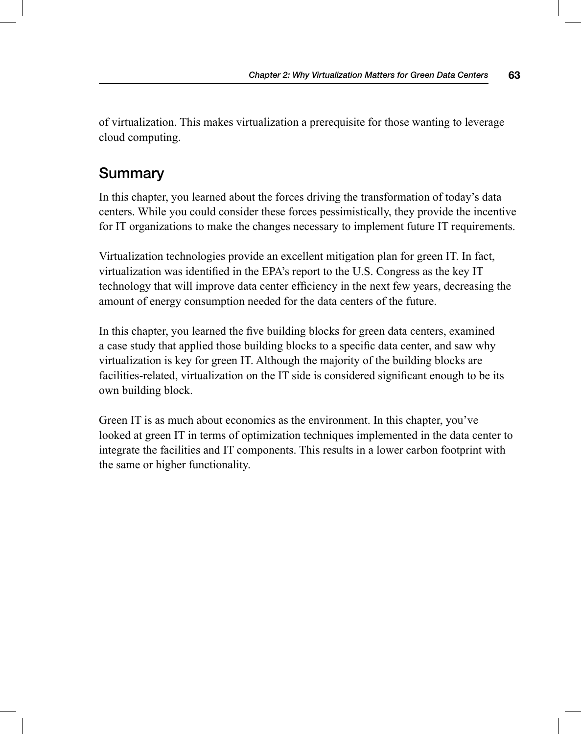of virtualization. This makes virtualization a prerequisite for those wanting to leverage cloud computing.

## Summary

In this chapter, you learned about the forces driving the transformation of today's data centers. While you could consider these forces pessimistically, they provide the incentive for IT organizations to make the changes necessary to implement future IT requirements.

Virtualization technologies provide an excellent mitigation plan for green IT. In fact, virtualization was identified in the EPA's report to the U.S. Congress as the key IT technology that will improve data center efficiency in the next few years, decreasing the amount of energy consumption needed for the data centers of the future.

In this chapter, you learned the five building blocks for green data centers, examined a case study that applied those building blocks to a specific data center, and saw why virtualization is key for green IT. Although the majority of the building blocks are facilities-related, virtualization on the IT side is considered significant enough to be its own building block.

Green IT is as much about economics as the environment. In this chapter, you've looked at green IT in terms of optimization techniques implemented in the data center to integrate the facilities and IT components. This results in a lower carbon footprint with the same or higher functionality.